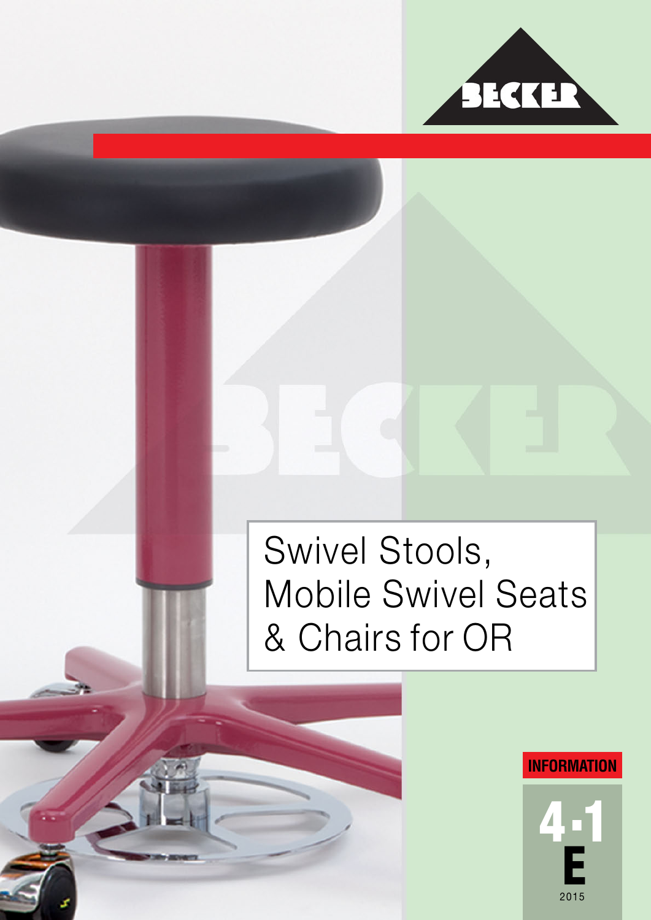BECKER

# Swivel Stools, Mobile Swivel Seats & Chairs for OR

INFORMATION

4·1
E
2015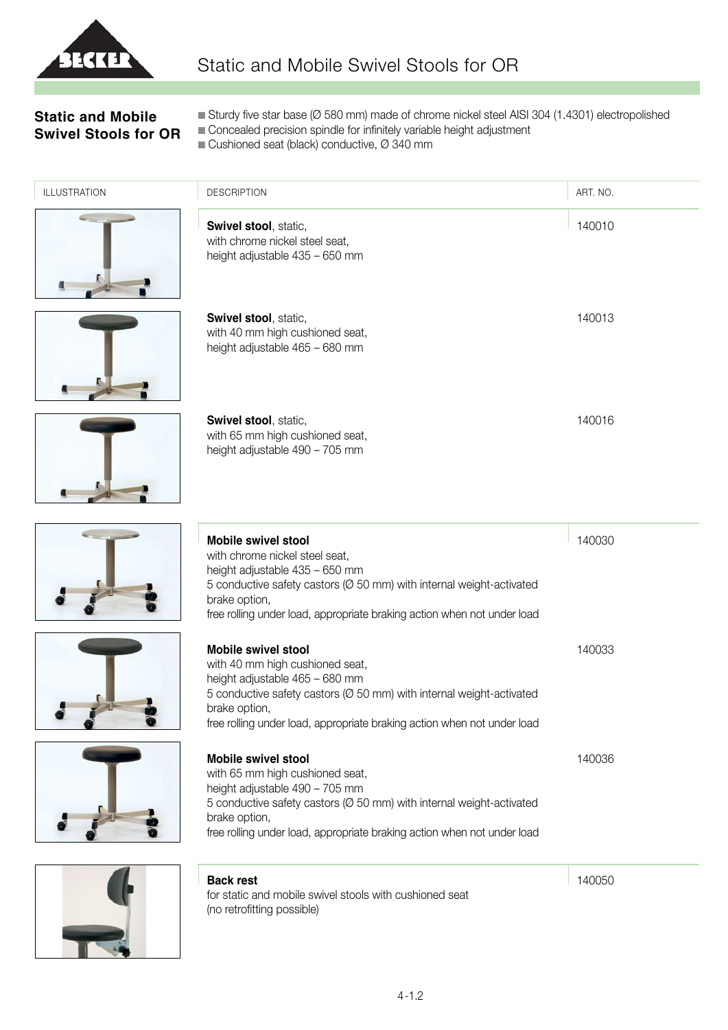# Static and Mobile Swivel Stools for OR

## Static and Mobile Swivel Stools for OR

- Sturdy five star base (Ø 580 mm) made of chrome nickel steel AISI 304 (1.4301) electropolished
- Concealed precision spindle for infinitely variable height adjustment
- Cushioned seat (black) conductive, Ø 340 mm

| ILLUSTRATION | DESCRIPTION | ART. NO. |
|---|---|---|
| | **Swivel stool**, static,<br>with chrome nickel steel seat,<br>height adjustable 435 – 650 mm | 140010 |
| | **Swivel stool**, static,<br>with 40 mm high cushioned seat,<br>height adjustable 465 – 680 mm | 140013 |
| | **Swivel stool**, static,<br>with 65 mm high cushioned seat,<br>height adjustable 490 – 705 mm | 140016 |
| | **Mobile swivel stool**<br>with chrome nickel steel seat,<br>height adjustable 435 – 650 mm<br>5 conductive safety castors (Ø 50 mm) with internal weight-activated brake option,<br>free rolling under load, appropriate braking action when not under load | 140030 |
| | **Mobile swivel stool**<br>with 40 mm high cushioned seat,<br>height adjustable 465 – 680 mm<br>5 conductive safety castors (Ø 50 mm) with internal weight-activated brake option,<br>free rolling under load, appropriate braking action when not under load | 140033 |
| | **Mobile swivel stool**<br>with 65 mm high cushioned seat,<br>height adjustable 490 – 705 mm<br>5 conductive safety castors (Ø 50 mm) with internal weight-activated brake option,<br>free rolling under load, appropriate braking action when not under load | 140036 |
| | **Back rest**<br>for static and mobile swivel stools with cushioned seat<br>(no retrofitting possible) | 140050 |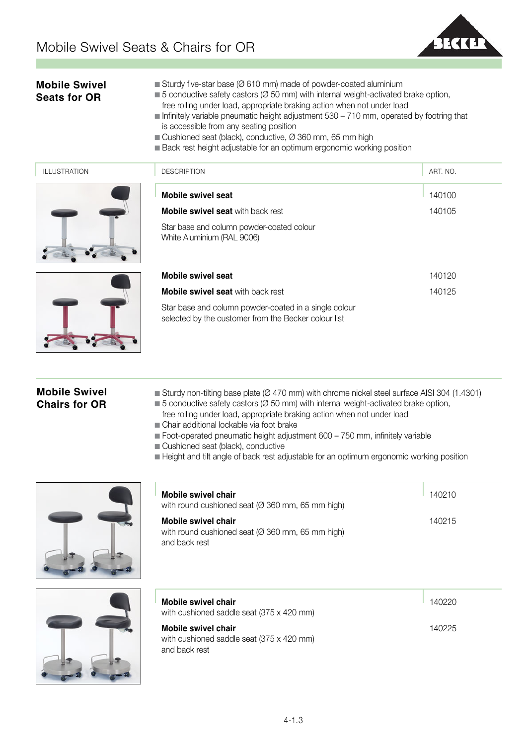# Mobile Swivel Seats & Chairs for OR

## Mobile Swivel Seats for OR

- Sturdy five-star base (Ø 610 mm) made of powder-coated aluminium
- 5 conductive safety castors (Ø 50 mm) with internal weight-activated brake option, free rolling under load, appropriate braking action when not under load
- Infinitely variable pneumatic height adjustment 530 – 710 mm, operated by footring that is accessible from any seating position
- Cushioned seat (black), conductive, Ø 360 mm, 65 mm high
- Back rest height adjustable for an optimum ergonomic working position

| ILLUSTRATION | DESCRIPTION | ART. NO. |
|---|---|---|
| | **Mobile swivel seat** | 140100 |
| | **Mobile swivel seat** with back rest | 140105 |
| | Star base and column powder-coated colour White Aluminium (RAL 9006) | |
| | **Mobile swivel seat** | 140120 |
| | **Mobile swivel seat** with back rest | 140125 |
| | Star base and column powder-coated in a single colour selected by the customer from the Becker colour list | |

## Mobile Swivel Chairs for OR

- Sturdy non-tilting base plate (Ø 470 mm) with chrome nickel steel surface AISI 304 (1.4301)
- 5 conductive safety castors (Ø 50 mm) with internal weight-activated brake option, free rolling under load, appropriate braking action when not under load
- Chair additional lockable via foot brake
- Foot-operated pneumatic height adjustment 600 – 750 mm, infinitely variable
- Cushioned seat (black), conductive
- Height and tilt angle of back rest adjustable for an optimum ergonomic working position

| ILLUSTRATION | DESCRIPTION | ART. NO. |
|---|---|---|
| | **Mobile swivel chair** with round cushioned seat (Ø 360 mm, 65 mm high) | 140210 |
| | **Mobile swivel chair** with round cushioned seat (Ø 360 mm, 65 mm high) and back rest | 140215 |
| | **Mobile swivel chair** with cushioned saddle seat (375 x 420 mm) | 140220 |
| | **Mobile swivel chair** with cushioned saddle seat (375 x 420 mm) and back rest | 140225 |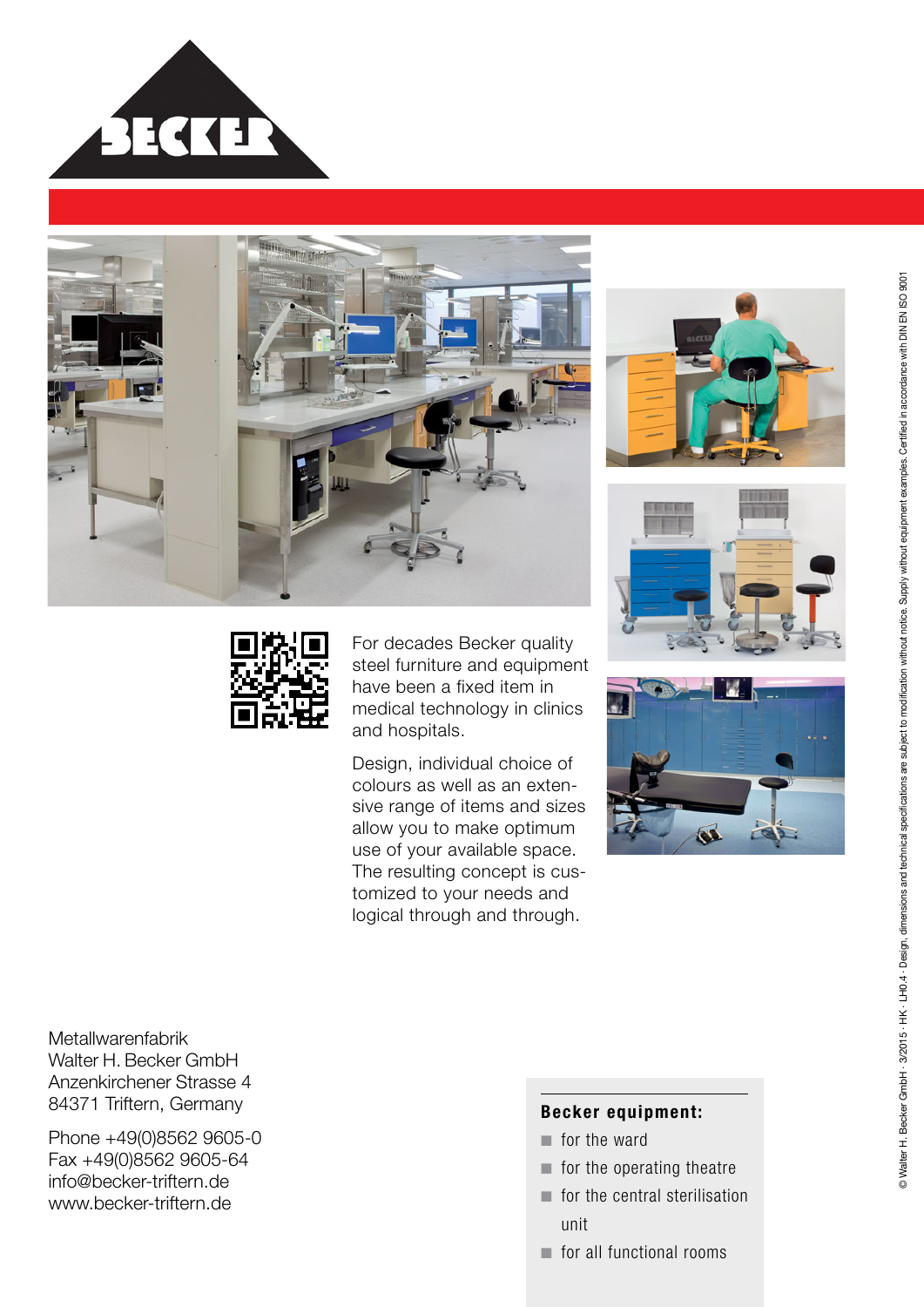BECKER

For decades Becker quality steel furniture and equipment have been a fixed item in medical technology in clinics and hospitals.

Design, individual choice of colours as well as an extensive range of items and sizes allow you to make optimum use of your available space. The resulting concept is customized to your needs and logical through and through.

Metallwarenfabrik
Walter H. Becker GmbH
Anzenkirchener Strasse 4
84371 Triftern, Germany

Phone +49(0)8562 9605-0
Fax +49(0)8562 9605-64
info@becker-triftern.de
www.becker-triftern.de

**Becker equipment:**

- for the ward
- for the operating theatre
- for the central sterilisation unit
- for all functional rooms

© Walter H. Becker GmbH · 3/2015 · HK · LH0.4 · Design, dimensions and technical specifications are subject to modification without notice. Supply without equipment examples. Certified in accordance with DIN EN ISO 9001